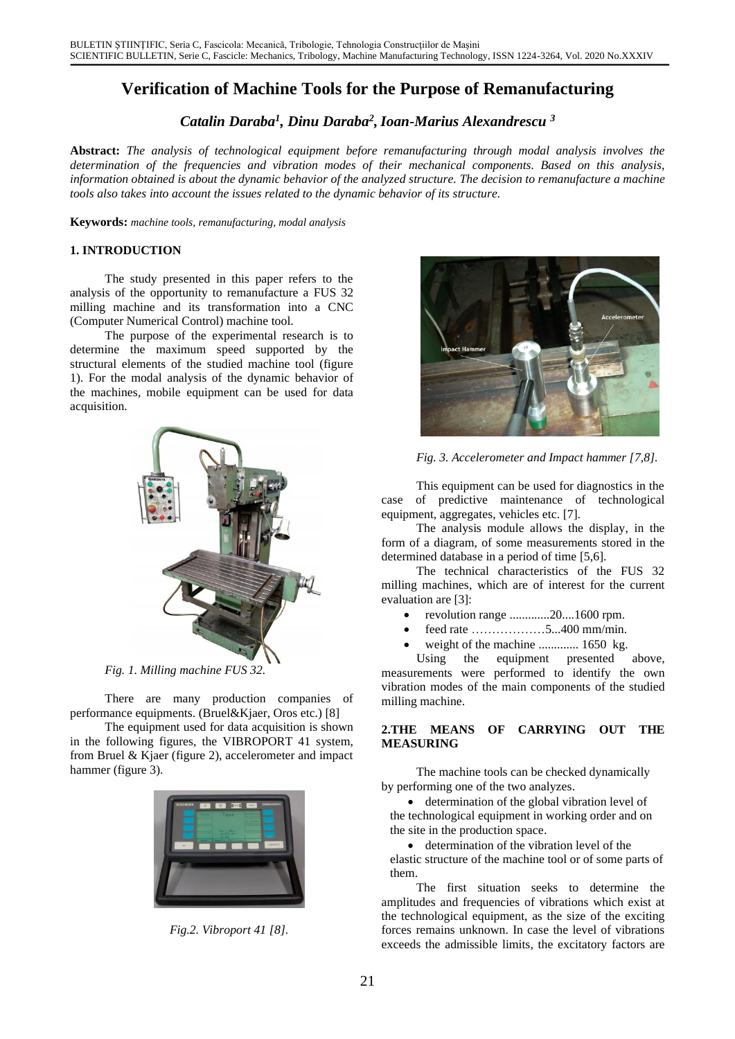# Verification of Machine Tools for the Purpose of Remanufacturing

***Catalin Daraba[1], Dinu Daraba[2], Ioan-Marius Alexandrescu [3]***

**Abstract:** *The analysis of technological equipment before remanufacturing through modal analysis involves the determination of the frequencies and vibration modes of their mechanical components. Based on this analysis, information obtained is about the dynamic behavior of the analyzed structure. The decision to remanufacture a machine tools also takes into account the issues related to the dynamic behavior of its structure.*

**Keywords:** *machine tools, remanufacturing, modal analysis*

## 1. INTRODUCTION

The study presented in this paper refers to the analysis of the opportunity to remanufacture a FUS 32 milling machine and its transformation into a CNC (Computer Numerical Control) machine tool.

The purpose of the experimental research is to determine the maximum speed supported by the structural elements of the studied machine tool (figure 1). For the modal analysis of the dynamic behavior of the machines, mobile equipment can be used for data acquisition.

*Fig. 1. Milling machine FUS 32.*

There are many production companies of performance equipments. (Bruel&Kjaer, Oros etc.) [8]

The equipment used for data acquisition is shown in the following figures, the VIBROPORT 41 system, from Bruel & Kjaer (figure 2), accelerometer and impact hammer (figure 3).

*Fig.2. Vibroport 41 [8].*

*Fig. 3. Accelerometer and Impact hammer [7,8].*

This equipment can be used for diagnostics in the case of predictive maintenance of technological equipment, aggregates, vehicles etc. [7].

The analysis module allows the display, in the form of a diagram, of some measurements stored in the determined database in a period of time [5,6].

The technical characteristics of the FUS 32 milling machines, which are of interest for the current evaluation are [3]:

- revolution range .............20....1600 rpm.
- feed rate ………………5...400 mm/min.
- weight of the machine ............. 1650 kg.

Using the equipment presented above, measurements were performed to identify the own vibration modes of the main components of the studied milling machine.

## 2. THE MEANS OF CARRYING OUT THE MEASURING

The machine tools can be checked dynamically by performing one of the two analyzes.

- determination of the global vibration level of the technological equipment in working order and on the site in the production space.
- determination of the vibration level of the elastic structure of the machine tool or of some parts of them.

The first situation seeks to determine the amplitudes and frequencies of vibrations which exist at the technological equipment, as the size of the exciting forces remains unknown. In case the level of vibrations exceeds the admissible limits, the excitatory factors are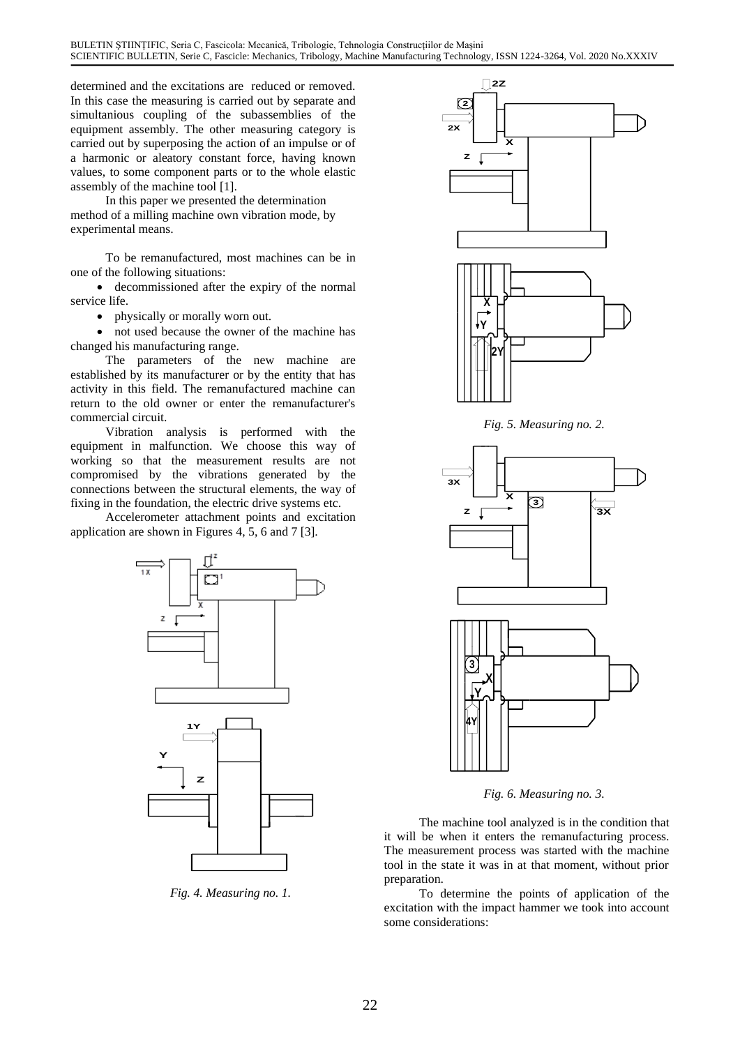determined and the excitations are reduced or removed. In this case the measuring is carried out by separate and simultanious coupling of the subassemblies of the equipment assembly. The other measuring category is carried out by superposing the action of an impulse or of a harmonic or aleatory constant force, having known values, to some component parts or to the whole elastic assembly of the machine tool [1].

In this paper we presented the determination method of a milling machine own vibration mode, by experimental means.

To be remanufactured, most machines can be in one of the following situations:

- decommissioned after the expiry of the normal service life.
- physically or morally worn out.
- not used because the owner of the machine has changed his manufacturing range.

The parameters of the new machine are established by its manufacturer or by the entity that has activity in this field. The remanufactured machine can return to the old owner or enter the remanufacturer's commercial circuit.

Vibration analysis is performed with the equipment in malfunction. We choose this way of working so that the measurement results are not compromised by the vibrations generated by the connections between the structural elements, the way of fixing in the foundation, the electric drive systems etc.

Accelerometer attachment points and excitation application are shown in Figures 4, 5, 6 and 7 [3].

*Fig. 4. Measuring no. 1.*

*Fig. 5. Measuring no. 2.*

*Fig. 6. Measuring no. 3.*

The machine tool analyzed is in the condition that it will be when it enters the remanufacturing process. The measurement process was started with the machine tool in the state it was in at that moment, without prior preparation.

To determine the points of application of the excitation with the impact hammer we took into account some considerations: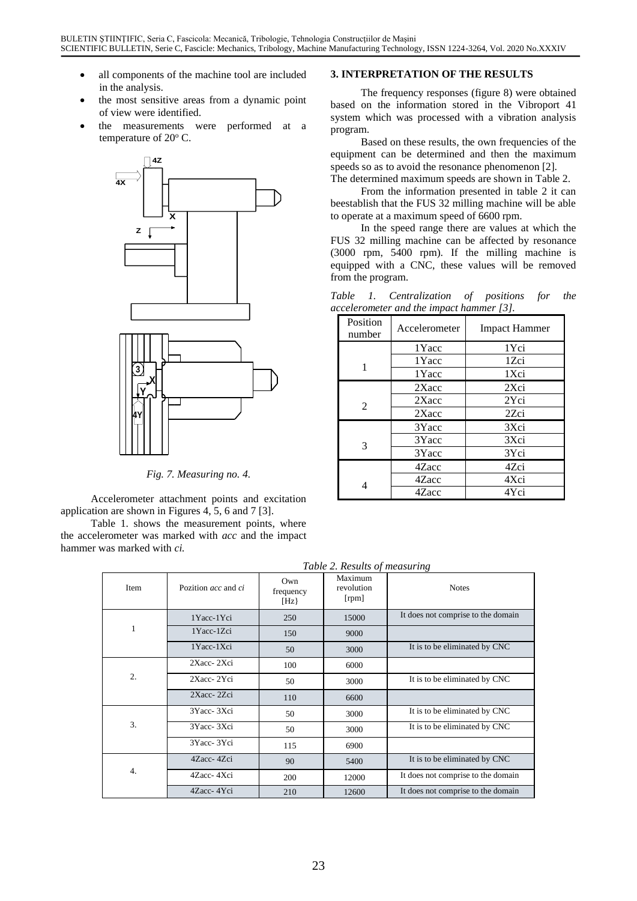- all components of the machine tool are included in the analysis.
- the most sensitive areas from a dynamic point of view were identified.
- the measurements were performed at a temperature of 20° C.

*Fig. 7. Measuring no. 4.*

Accelerometer attachment points and excitation application are shown in Figures 4, 5, 6 and 7 [3].

Table 1. shows the measurement points, where the accelerometer was marked with *acc* and the impact hammer was marked with *ci.*

## 3. INTERPRETATION OF THE RESULTS

The frequency responses (figure 8) were obtained based on the information stored in the Vibroport 41 system which was processed with a vibration analysis program.

Based on these results, the own frequencies of the equipment can be determined and then the maximum speeds so as to avoid the resonance phenomenon [2].
The determined maximum speeds are shown in Table 2.

From the information presented in table 2 it can beestablish that the FUS 32 milling machine will be able to operate at a maximum speed of 6600 rpm.

In the speed range there are values at which the FUS 32 milling machine can be affected by resonance (3000 rpm, 5400 rpm). If the milling machine is equipped with a CNC, these values will be removed from the program.

*Table 1. Centralization of positions for the accelerometer and the impact hammer [3].*

| Position number | Accelerometer | Impact Hammer |
|---|---|---|
| 1 | 1Yacc | 1Yci |
| | 1Yacc | 1Zci |
| | 1Yacc | 1Xci |
| 2 | 2Xacc | 2Xci |
| | 2Xacc | 2Yci |
| | 2Xacc | 2Zci |
| 3 | 3Yacc | 3Xci |
| | 3Yacc | 3Xci |
| | 3Yacc | 3Yci |
| 4 | 4Zacc | 4Zci |
| | 4Zacc | 4Xci |
| | 4Zacc | 4Yci |

*Table 2. Results of measuring*

| Item | Pozition *acc* and *ci* | Own frequency [Hz} | Maximum revolution [rpm] | Notes |
|---|---|---|---|---|
| 1 | 1Yacc-1Yci | 250 | 15000 | It does not comprise to the domain |
| | 1Yacc-1Zci | 150 | 9000 | |
| | 1Yacc-1Xci | 50 | 3000 | It is to be eliminated by CNC |
| 2. | 2Xacc- 2Xci | 100 | 6000 | |
| | 2Xacc- 2Yci | 50 | 3000 | It is to be eliminated by CNC |
| | 2Xacc- 2Zci | 110 | 6600 | |
| 3. | 3Yacc- 3Xci | 50 | 3000 | It is to be eliminated by CNC |
| | 3Yacc- 3Xci | 50 | 3000 | It is to be eliminated by CNC |
| | 3Yacc- 3Yci | 115 | 6900 | |
| 4. | 4Zacc- 4Zci | 90 | 5400 | It is to be eliminated by CNC |
| | 4Zacc- 4Xci | 200 | 12000 | It does not comprise to the domain |
| | 4Zacc- 4Yci | 210 | 12600 | It does not comprise to the domain |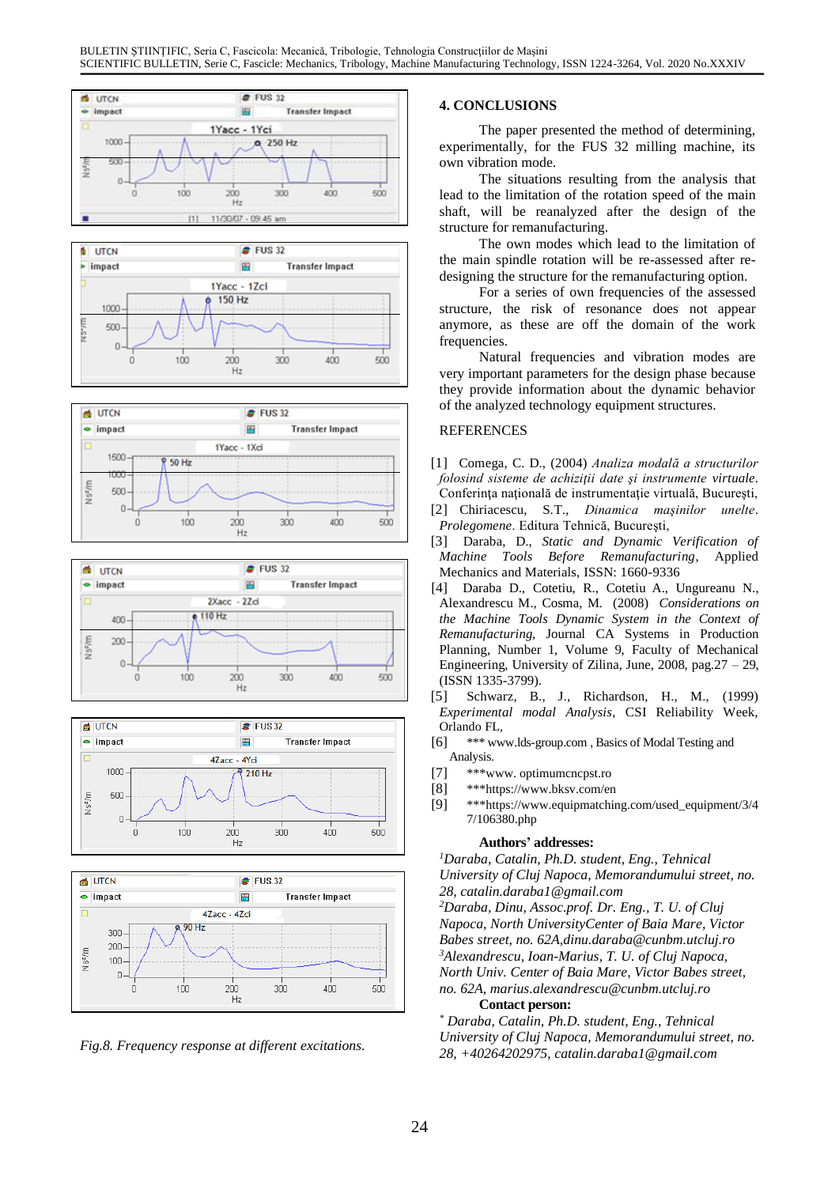UTCN
impact
FUS 32
Transfer Impact
1Yacc - 1Yci
250 Hz
1000
500
0
Ns²/m
0 100 200 300 400 500
Hz
[1] 11/30/07 - 09:45 am

UTCN
impact
FUS 32
Transfer Impact
1Yacc - 1Zci
150 Hz
1000
500
0
Ns²/m
0 100 200 300 400 500
Hz

UTCN
impact
FUS 32
Transfer Impact
1Yacc - 1Xci
50 Hz
1500
1000
500
0
Ns²/m
0 100 200 300 400 500
Hz

UTCN
impact
FUS 32
Transfer Impact
2Xacc - 2Zci
110 Hz
400
200
0
Ns²/m
0 100 200 300 400 500
Hz

UTCN
impact
FUS 32
Transfer Impact
4Zacc - 4Yci
210 Hz
1000
500
0
Ns²/m
0 100 200 300 400 500
Hz

UTCN
impact
FUS 32
Transfer Impact
4Zacc - 4Zci
90 Hz
300
200
100
0
Ns²/m
0 100 200 300 400 500
Hz

*Fig.8. Frequency response at different excitations.*

## 4. CONCLUSIONS

The paper presented the method of determining, experimentally, for the FUS 32 milling machine, its own vibration mode.

The situations resulting from the analysis that lead to the limitation of the rotation speed of the main shaft, will be reanalyzed after the design of the structure for remanufacturing.

The own modes which lead to the limitation of the main spindle rotation will be re-assessed after re-designing the structure for the remanufacturing option.

For a series of own frequencies of the assessed structure, the risk of resonance does not appear anymore, as these are off the domain of the work frequencies.

Natural frequencies and vibration modes are very important parameters for the design phase because they provide information about the dynamic behavior of the analyzed technology equipment structures.

## REFERENCES

[1] Comega, C. D., (2004) *Analiza modală a structurilor folosind sisteme de achiziţii date şi instrumente virtuale*. Conferinţa naţională de instrumentaţie virtuală, Bucureşti,

[2] Chiriacescu, S.T., *Dinamica maşinilor unelte. Prolegomene*. Editura Tehnică, Bucureşti,

[3] Daraba, D., *Static and Dynamic Verification of Machine Tools Before Remanufacturing*, Applied Mechanics and Materials, ISSN: 1660-9336

[4] Daraba D., Cotetiu, R., Cotetiu A., Ungureanu N., Alexandrescu M., Cosma, M. (2008) *Considerations on the Machine Tools Dynamic System in the Context of Remanufacturing*, Journal CA Systems in Production Planning, Number 1, Volume 9, Faculty of Mechanical Engineering, University of Zilina, June, 2008, pag.27 – 29, (ISSN 1335-3799).

[5] Schwarz, B., J., Richardson, H., M., (1999) *Experimental modal Analysis*, CSI Reliability Week, Orlando FL,

[6] *** www.lds-group.com , Basics of Modal Testing and Analysis.

[7] ***www. optimumcncpst.ro

[8] ***https://www.bksv.com/en

[9] ***https://www.equipmatching.com/used_equipment/3/47/106380.php

**Authors' addresses:**

[1]*Daraba, Catalin, Ph.D. student, Eng., Tehnical University of Cluj Napoca, Memorandumului street, no. 28, catalin.daraba1@gmail.com*

[2]*Daraba, Dinu, Assoc.prof. Dr. Eng., T. U. of Cluj Napoca, North UniversityCenter of Baia Mare, Victor Babes street, no. 62A,dinu.daraba@cunbm.utcluj.ro*

[3]*Alexandrescu, Ioan-Marius, T. U. of Cluj Napoca, North Univ. Center of Baia Mare, Victor Babes street, no. 62A, marius.alexandrescu@cunbm.utcluj.ro*

**Contact person:**

[*] *Daraba, Catalin, Ph.D. student, Eng., Tehnical University of Cluj Napoca, Memorandumului street, no. 28, +40264202975, catalin.daraba1@gmail.com*